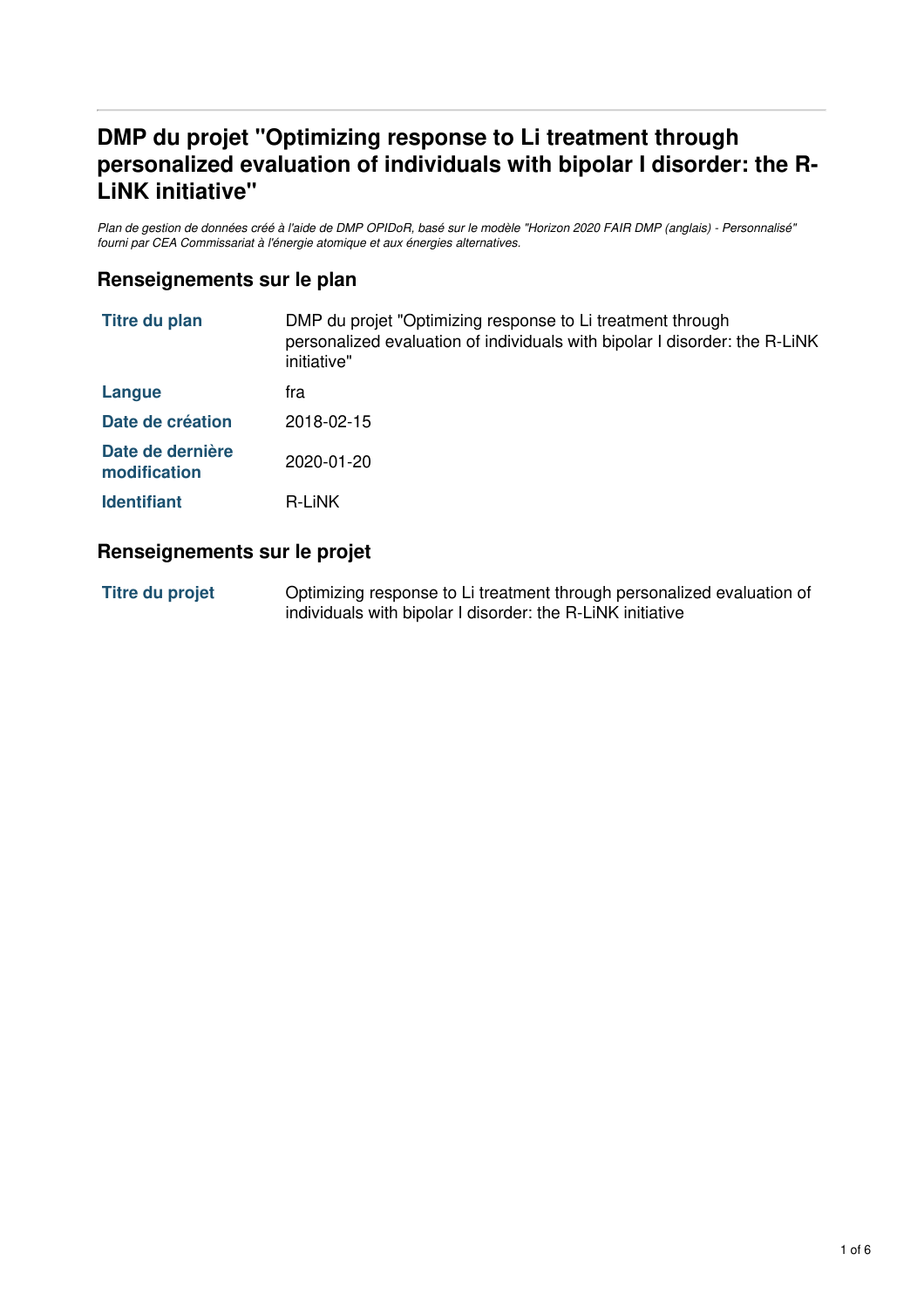# DMP du projet "Optimizing response to Li treatment through personalized evaluation of individuals with bipolar I disorder: the R-LiNK initiative"

*Plan de gestion de données créé à l'aide de DMP OPIDoR, basé sur le modèle "Horizon 2020 FAIR DMP (anglais) - Personnalisé" fourni par CEA Commissariat à l'énergie atomique et aux énergies alternatives.*

## Renseignements sur le plan

| | |
|---|---|
| **Titre du plan** | DMP du projet "Optimizing response to Li treatment through personalized evaluation of individuals with bipolar I disorder: the R-LiNK initiative" |
| **Langue** | fra |
| **Date de création** | 2018-02-15 |
| **Date de dernière modification** | 2020-01-20 |
| **Identifiant** | R-LiNK |

## Renseignements sur le projet

| | |
|---|---|
| **Titre du projet** | Optimizing response to Li treatment through personalized evaluation of individuals with bipolar I disorder: the R-LiNK initiative |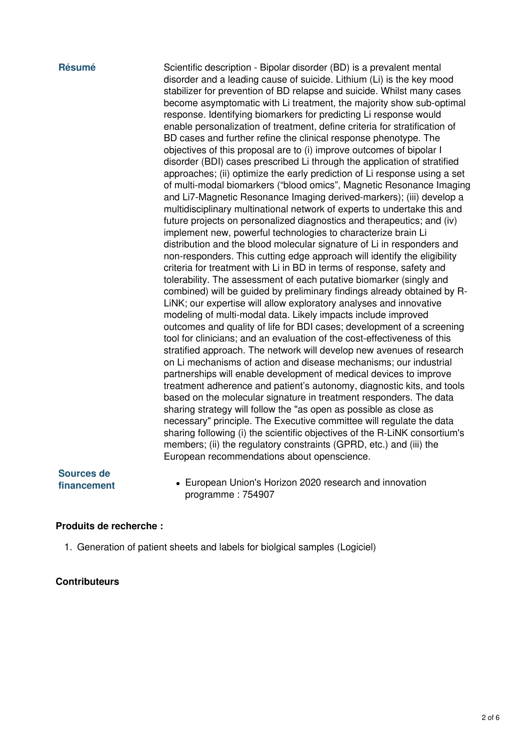**Résumé**

Scientific description - Bipolar disorder (BD) is a prevalent mental disorder and a leading cause of suicide. Lithium (Li) is the key mood stabilizer for prevention of BD relapse and suicide. Whilst many cases become asymptomatic with Li treatment, the majority show sub-optimal response. Identifying biomarkers for predicting Li response would enable personalization of treatment, define criteria for stratification of BD cases and further refine the clinical response phenotype. The objectives of this proposal are to (i) improve outcomes of bipolar I disorder (BDI) cases prescribed Li through the application of stratified approaches; (ii) optimize the early prediction of Li response using a set of multi-modal biomarkers ("blood omics", Magnetic Resonance Imaging and Li7-Magnetic Resonance Imaging derived-markers); (iii) develop a multidisciplinary multinational network of experts to undertake this and future projects on personalized diagnostics and therapeutics; and (iv) implement new, powerful technologies to characterize brain Li distribution and the blood molecular signature of Li in responders and non-responders. This cutting edge approach will identify the eligibility criteria for treatment with Li in BD in terms of response, safety and tolerability. The assessment of each putative biomarker (singly and combined) will be guided by preliminary findings already obtained by R-LiNK; our expertise will allow exploratory analyses and innovative modeling of multi-modal data. Likely impacts include improved outcomes and quality of life for BDI cases; development of a screening tool for clinicians; and an evaluation of the cost-effectiveness of this stratified approach. The network will develop new avenues of research on Li mechanisms of action and disease mechanisms; our industrial partnerships will enable development of medical devices to improve treatment adherence and patient's autonomy, diagnostic kits, and tools based on the molecular signature in treatment responders. The data sharing strategy will follow the "as open as possible as close as necessary" principle. The Executive committee will regulate the data sharing following (i) the scientific objectives of the R-LiNK consortium's members; (ii) the regulatory constraints (GPRD, etc.) and (iii) the European recommendations about openscience.

**Sources de financement**

- European Union's Horizon 2020 research and innovation programme : 754907

**Produits de recherche :**

1. Generation of patient sheets and labels for biolgical samples (Logiciel)

**Contributeurs**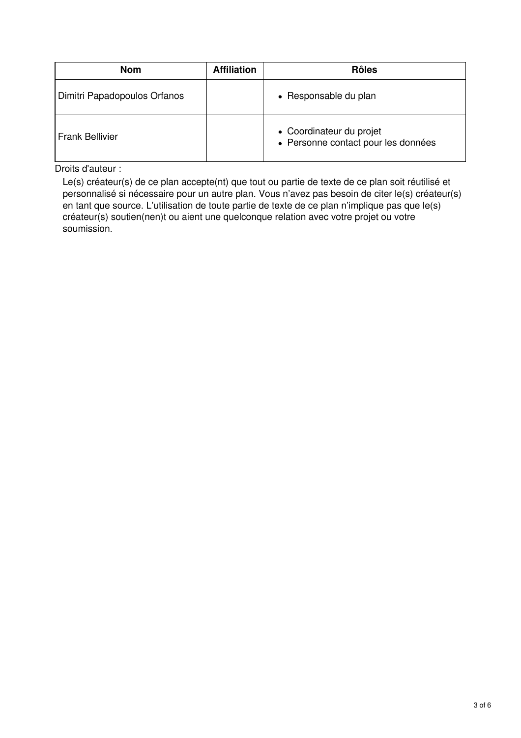| Nom | Affiliation | Rôles |
| --- | --- | --- |
| Dimitri Papadopoulos Orfanos | | • Responsable du plan |
| Frank Bellivier | | • Coordinateur du projet<br>• Personne contact pour les données |

Droits d'auteur :

Le(s) créateur(s) de ce plan accepte(nt) que tout ou partie de texte de ce plan soit réutilisé et personnalisé si nécessaire pour un autre plan. Vous n'avez pas besoin de citer le(s) créateur(s) en tant que source. L'utilisation de toute partie de texte de ce plan n'implique pas que le(s) créateur(s) soutien(nen)t ou aient une quelconque relation avec votre projet ou votre soumission.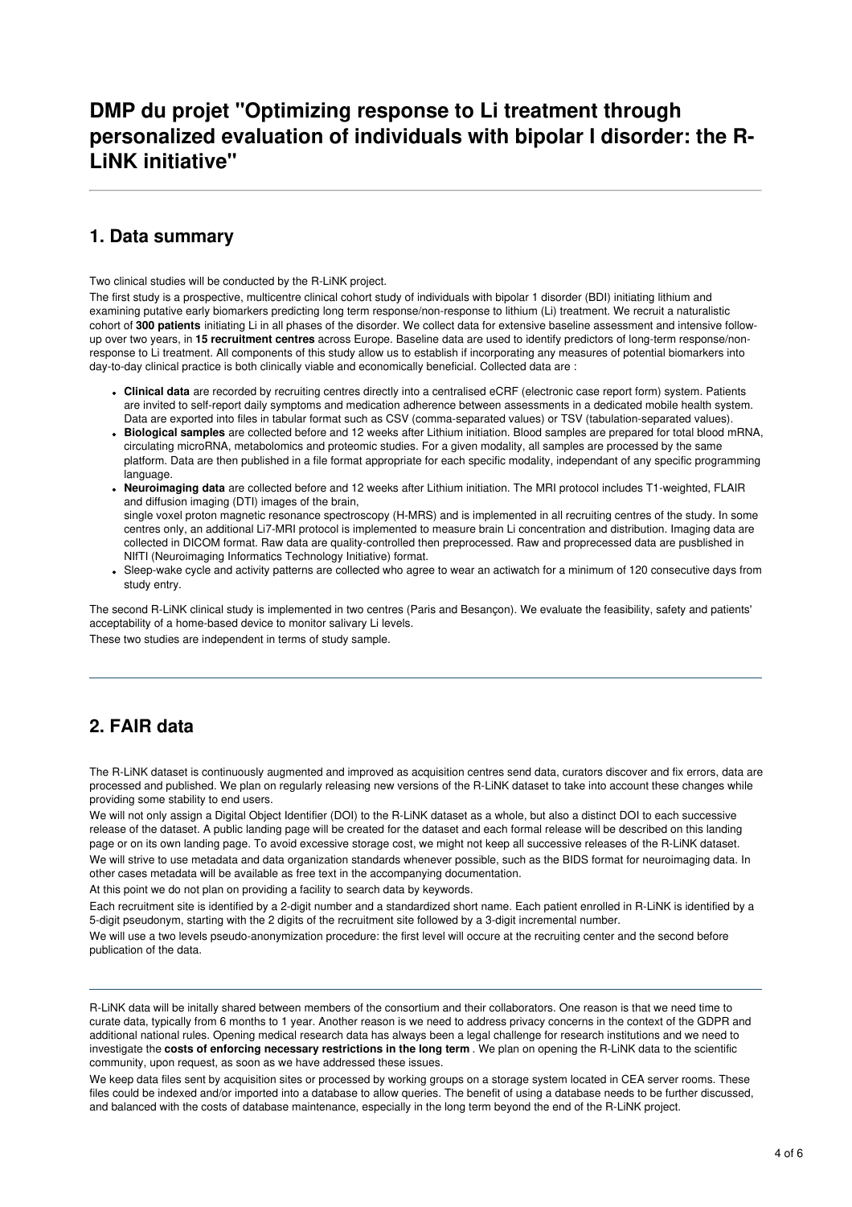# DMP du projet "Optimizing response to Li treatment through personalized evaluation of individuals with bipolar I disorder: the R-LiNK initiative"

## 1. Data summary

Two clinical studies will be conducted by the R-LiNK project.

The first study is a prospective, multicentre clinical cohort study of individuals with bipolar 1 disorder (BDI) initiating lithium and examining putative early biomarkers predicting long term response/non-response to lithium (Li) treatment. We recruit a naturalistic cohort of **300 patients** initiating Li in all phases of the disorder. We collect data for extensive baseline assessment and intensive follow-up over two years, in **15 recruitment centres** across Europe. Baseline data are used to identify predictors of long-term response/non-response to Li treatment. All components of this study allow us to establish if incorporating any measures of potential biomarkers into day-to-day clinical practice is both clinically viable and economically beneficial. Collected data are :

- **Clinical data** are recorded by recruiting centres directly into a centralised eCRF (electronic case report form) system. Patients are invited to self-report daily symptoms and medication adherence between assessments in a dedicated mobile health system. Data are exported into files in tabular format such as CSV (comma-separated values) or TSV (tabulation-separated values).
- **Biological samples** are collected before and 12 weeks after Lithium initiation. Blood samples are prepared for total blood mRNA, circulating microRNA, metabolomics and proteomic studies. For a given modality, all samples are processed by the same platform. Data are then published in a file format appropriate for each specific modality, independant of any specific programming language.
- **Neuroimaging data** are collected before and 12 weeks after Lithium initiation. The MRI protocol includes T1-weighted, FLAIR and diffusion imaging (DTI) images of the brain,
  single voxel proton magnetic resonance spectroscopy (H-MRS) and is implemented in all recruiting centres of the study. In some centres only, an additional Li7-MRI protocol is implemented to measure brain Li concentration and distribution. Imaging data are collected in DICOM format. Raw data are quality-controlled then preprocessed. Raw and proprecessed data are pusblished in NIfTI (Neuroimaging Informatics Technology Initiative) format.
- Sleep-wake cycle and activity patterns are collected who agree to wear an actiwatch for a minimum of 120 consecutive days from study entry.

The second R-LiNK clinical study is implemented in two centres (Paris and Besançon). We evaluate the feasibility, safety and patients' acceptability of a home-based device to monitor salivary Li levels.

These two studies are independent in terms of study sample.

## 2. FAIR data

The R-LiNK dataset is continuously augmented and improved as acquisition centres send data, curators discover and fix errors, data are processed and published. We plan on regularly releasing new versions of the R-LiNK dataset to take into account these changes while providing some stability to end users.

We will not only assign a Digital Object Identifier (DOI) to the R-LiNK dataset as a whole, but also a distinct DOI to each successive release of the dataset. A public landing page will be created for the dataset and each formal release will be described on this landing page or on its own landing page. To avoid excessive storage cost, we might not keep all successive releases of the R-LiNK dataset.

We will strive to use metadata and data organization standards whenever possible, such as the BIDS format for neuroimaging data. In other cases metadata will be available as free text in the accompanying documentation.

At this point we do not plan on providing a facility to search data by keywords.

Each recruitment site is identified by a 2-digit number and a standardized short name. Each patient enrolled in R-LiNK is identified by a 5-digit pseudonym, starting with the 2 digits of the recruitment site followed by a 3-digit incremental number.

We will use a two levels pseudo-anonymization procedure: the first level will occure at the recruiting center and the second before publication of the data.

---

R-LiNK data will be initally shared between members of the consortium and their collaborators. One reason is that we need time to curate data, typically from 6 months to 1 year. Another reason is we need to address privacy concerns in the context of the GDPR and additional national rules. Opening medical research data has always been a legal challenge for research institutions and we need to investigate the **costs of enforcing necessary restrictions in the long term** . We plan on opening the R-LiNK data to the scientific community, upon request, as soon as we have addressed these issues.

We keep data files sent by acquisition sites or processed by working groups on a storage system located in CEA server rooms. These files could be indexed and/or imported into a database to allow queries. The benefit of using a database needs to be further discussed, and balanced with the costs of database maintenance, especially in the long term beyond the end of the R-LiNK project.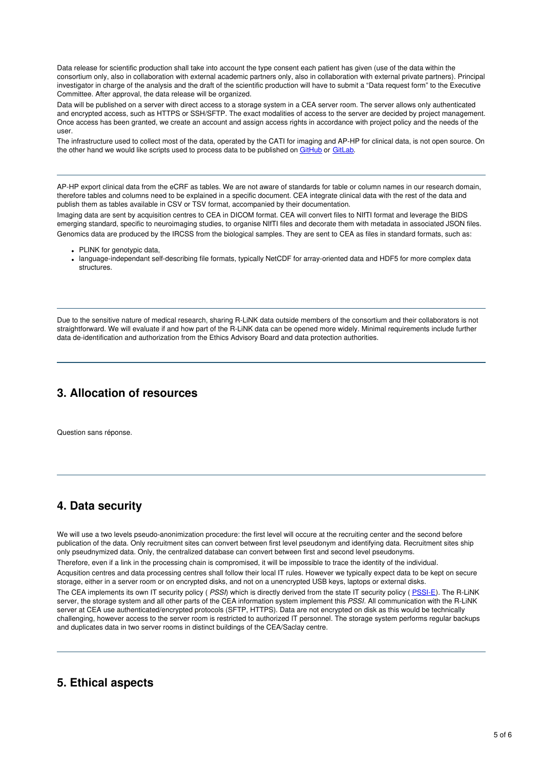Data release for scientific production shall take into account the type consent each patient has given (use of the data within the consortium only, also in collaboration with external academic partners only, also in collaboration with external private partners). Principal investigator in charge of the analysis and the draft of the scientific production will have to submit a "Data request form" to the Executive Committee. After approval, the data release will be organized.

Data will be published on a server with direct access to a storage system in a CEA server room. The server allows only authenticated and encrypted access, such as HTTPS or SSH/SFTP. The exact modalities of access to the server are decided by project management. Once access has been granted, we create an account and assign access rights in accordance with project policy and the needs of the user.

The infrastructure used to collect most of the data, operated by the CATI for imaging and AP-HP for clinical data, is not open source. On the other hand we would like scripts used to process data to be published on GitHub or GitLab.

---

AP-HP export clinical data from the eCRF as tables. We are not aware of standards for table or column names in our research domain, therefore tables and columns need to be explained in a specific document. CEA integrate clinical data with the rest of the data and publish them as tables available in CSV or TSV format, accompanied by their documentation.

Imaging data are sent by acquisition centres to CEA in DICOM format. CEA will convert files to NIfTI format and leverage the BIDS emerging standard, specific to neuroimaging studies, to organise NIfTI files and decorate them with metadata in associated JSON files.

Genomics data are produced by the IRCSS from the biological samples. They are sent to CEA as files in standard formats, such as:

- PLINK for genotypic data,
- language-independant self-describing file formats, typically NetCDF for array-oriented data and HDF5 for more complex data structures.

---

Due to the sensitive nature of medical research, sharing R-LiNK data outside members of the consortium and their collaborators is not straightforward. We will evaluate if and how part of the R-LiNK data can be opened more widely. Minimal requirements include further data de-identification and authorization from the Ethics Advisory Board and data protection authorities.

## 3. Allocation of resources

Question sans réponse.

## 4. Data security

We will use a two levels pseudo-anonimization procedure: the first level will occure at the recruiting center and the second before publication of the data. Only recruitment sites can convert between first level pseudonym and identifying data. Recruitment sites ship only pseudnymized data. Only, the centralized database can convert between first and second level pseudonyms.

Therefore, even if a link in the processing chain is compromised, it will be impossible to trace the identity of the individual.

Acqusition centres and data processing centres shall follow their local IT rules. However we typically expect data to be kept on secure storage, either in a server room or on encrypted disks, and not on a unencrypted USB keys, laptops or external disks.

The CEA implements its own IT security policy ( *PSSI*) which is directly derived from the state IT security policy ( PSSI-E). The R-LiNK server, the storage system and all other parts of the CEA information system implement this *PSSI*. All communication with the R-LiNK server at CEA use authenticated/encrypted protocols (SFTP, HTTPS). Data are not encrypted on disk as this would be technically challenging, however access to the server room is restricted to authorized IT personnel. The storage system performs regular backups and duplicates data in two server rooms in distinct buildings of the CEA/Saclay centre.

## 5. Ethical aspects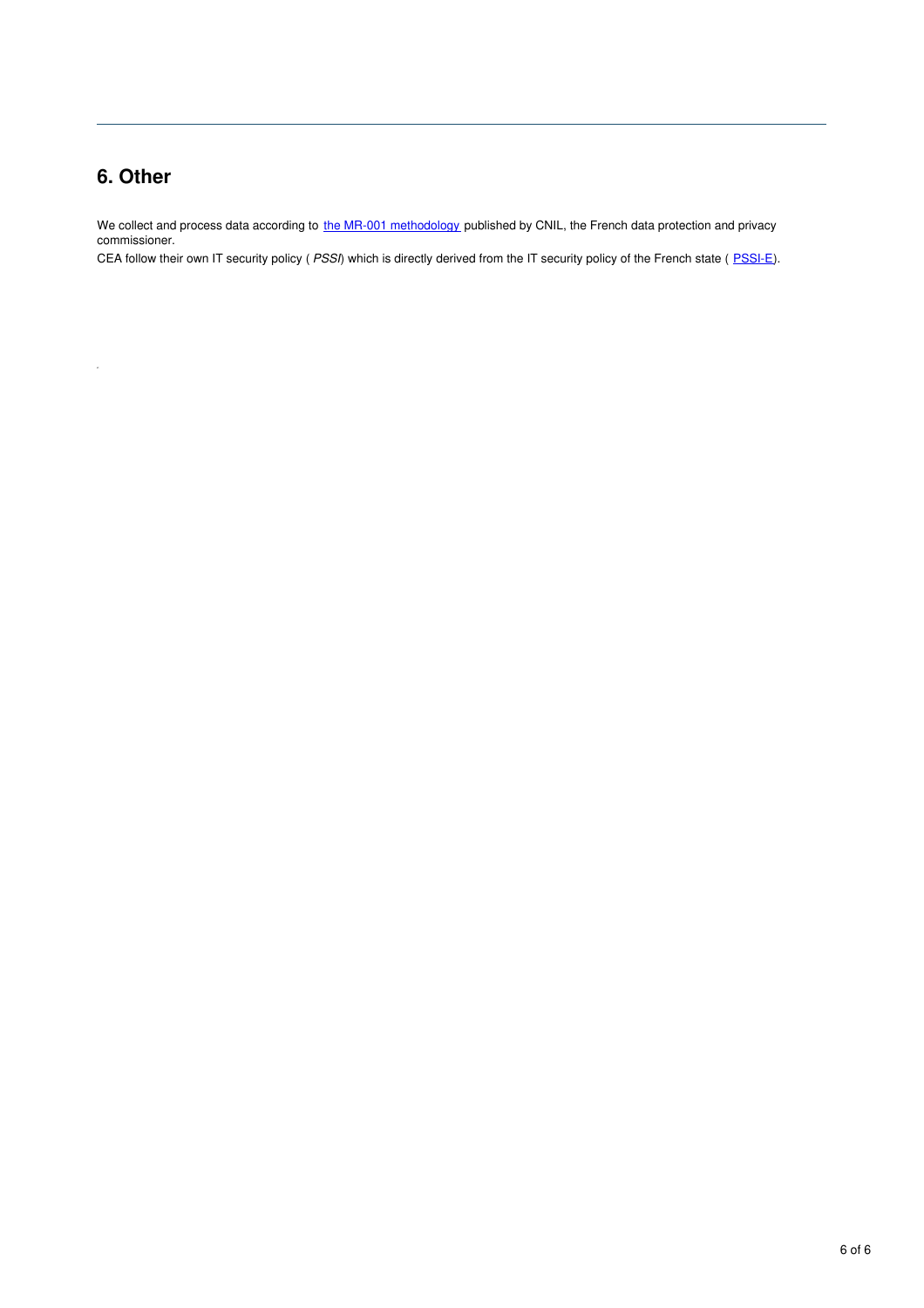## 6. Other

We collect and process data according to the MR-001 methodology published by CNIL, the French data protection and privacy commissioner.
CEA follow their own IT security policy ( *PSSI*) which is directly derived from the IT security policy of the French state ( PSSI-E).